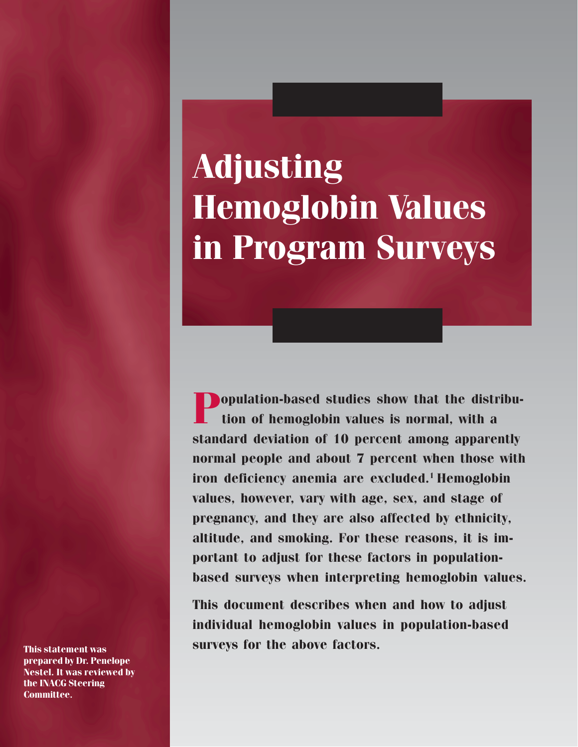# Adjusting Hemoglobin Values in Program Surveys

**Population-based studies show that the distribution of hemoglobin values is normal, with a standard deviation of 10 percent among apparently normal people and about 7 percent when those with iron deficiency anemia are excluded.[1] Hemoglobin values, however, vary with age, sex, and stage of pregnancy, and they are also affected by ethnicity, altitude, and smoking. For these reasons, it is important to adjust for these factors in population-based surveys when interpreting hemoglobin values.**

**This document describes when and how to adjust individual hemoglobin values in population-based surveys for the above factors.**

**This statement was prepared by Dr. Penelope Nestel. It was reviewed by the INACG Steering Committee.**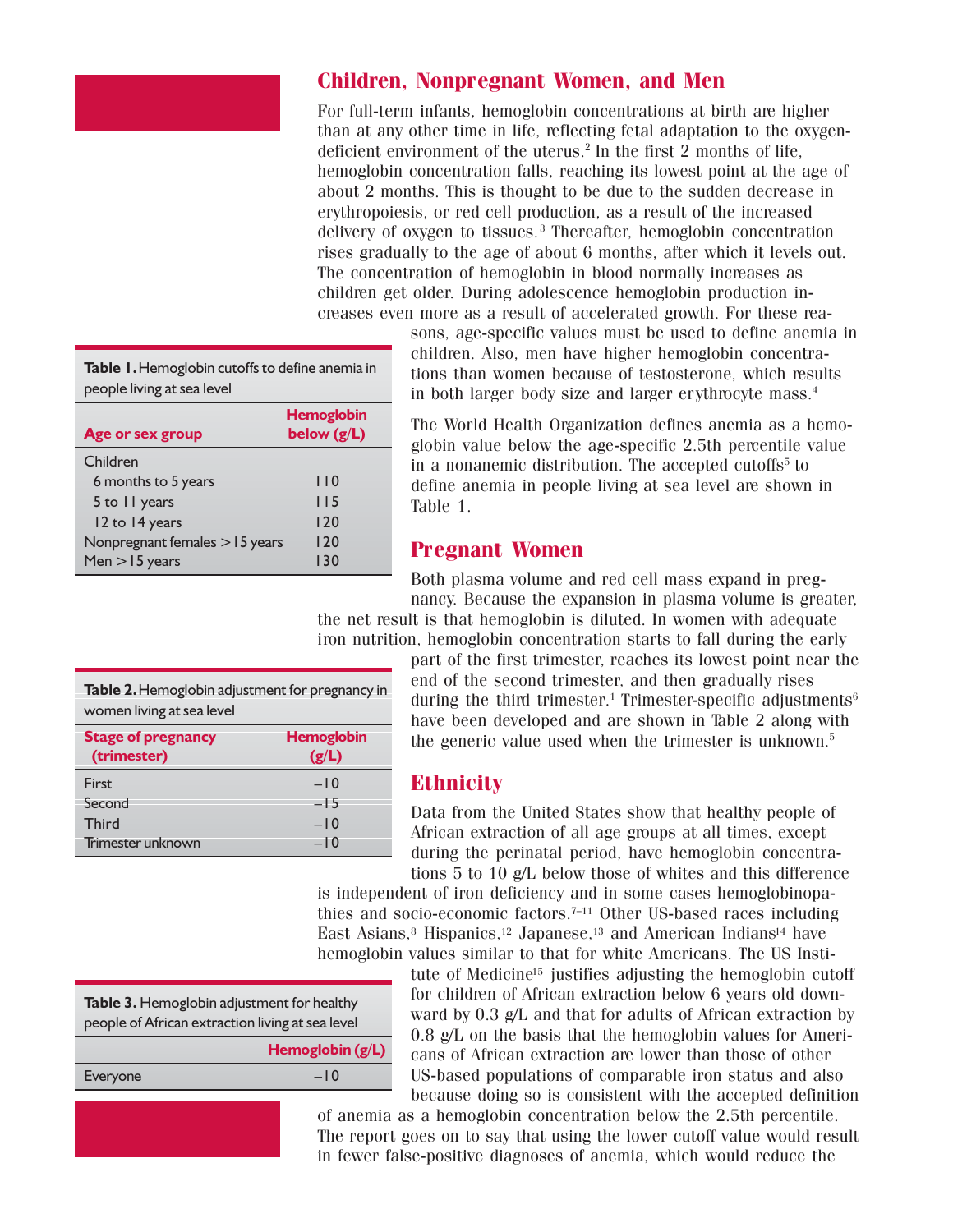## Children, Nonpregnant Women, and Men

For full-term infants, hemoglobin concentrations at birth are higher than at any other time in life, reflecting fetal adaptation to the oxygen-deficient environment of the uterus.[2] In the first 2 months of life, hemoglobin concentration falls, reaching its lowest point at the age of about 2 months. This is thought to be due to the sudden decrease in erythropoiesis, or red cell production, as a result of the increased delivery of oxygen to tissues.[3] Thereafter, hemoglobin concentration rises gradually to the age of about 6 months, after which it levels out. The concentration of hemoglobin in blood normally increases as children get older. During adolescence hemoglobin production increases even more as a result of accelerated growth. For these reasons, age-specific values must be used to define anemia in children. Also, men have higher hemoglobin concentrations than women because of testosterone, which results in both larger body size and larger erythrocyte mass.[4]

**Table 1.** Hemoglobin cutoffs to define anemia in people living at sea level

| Age or sex group | Hemoglobin below (g/L) |
|---|---|
| Children | |
| 6 months to 5 years | 110 |
| 5 to 11 years | 115 |
| 12 to 14 years | 120 |
| Nonpregnant females >15 years | 120 |
| Men >15 years | 130 |

The World Health Organization defines anemia as a hemoglobin value below the age-specific 2.5th percentile value in a nonanemic distribution. The accepted cutoffs[5] to define anemia in people living at sea level are shown in Table 1.

## Pregnant Women

Both plasma volume and red cell mass expand in pregnancy. Because the expansion in plasma volume is greater, the net result is that hemoglobin is diluted. In women with adequate iron nutrition, hemoglobin concentration starts to fall during the early part of the first trimester, reaches its lowest point near the end of the second trimester, and then gradually rises during the third trimester.[1] Trimester-specific adjustments[6] have been developed and are shown in Table 2 along with the generic value used when the trimester is unknown.[5]

**Table 2.** Hemoglobin adjustment for pregnancy in women living at sea level

| Stage of pregnancy (trimester) | Hemoglobin (g/L) |
|---|---|
| First | −10 |
| Second | −15 |
| Third | −10 |
| Trimester unknown | −10 |

## Ethnicity

Data from the United States show that healthy people of African extraction of all age groups at all times, except during the perinatal period, have hemoglobin concentrations 5 to 10 g/L below those of whites and this difference is independent of iron deficiency and in some cases hemoglobinopathies and socio-economic factors.[7–11] Other US-based races including East Asians,[8] Hispanics,[12] Japanese,[13] and American Indians[14] have hemoglobin values similar to that for white Americans. The US Institute of Medicine[15] justifies adjusting the hemoglobin cutoff for children of African extraction below 6 years old downward by 0.3 g/L and that for adults of African extraction by 0.8 g/L on the basis that the hemoglobin values for Americans of African extraction are lower than those of other US-based populations of comparable iron status and also because doing so is consistent with the accepted definition of anemia as a hemoglobin concentration below the 2.5th percentile. The report goes on to say that using the lower cutoff value would result in fewer false-positive diagnoses of anemia, which would reduce the

**Table 3.** Hemoglobin adjustment for healthy people of African extraction living at sea level

| | Hemoglobin (g/L) |
|---|---|
| Everyone | −10 |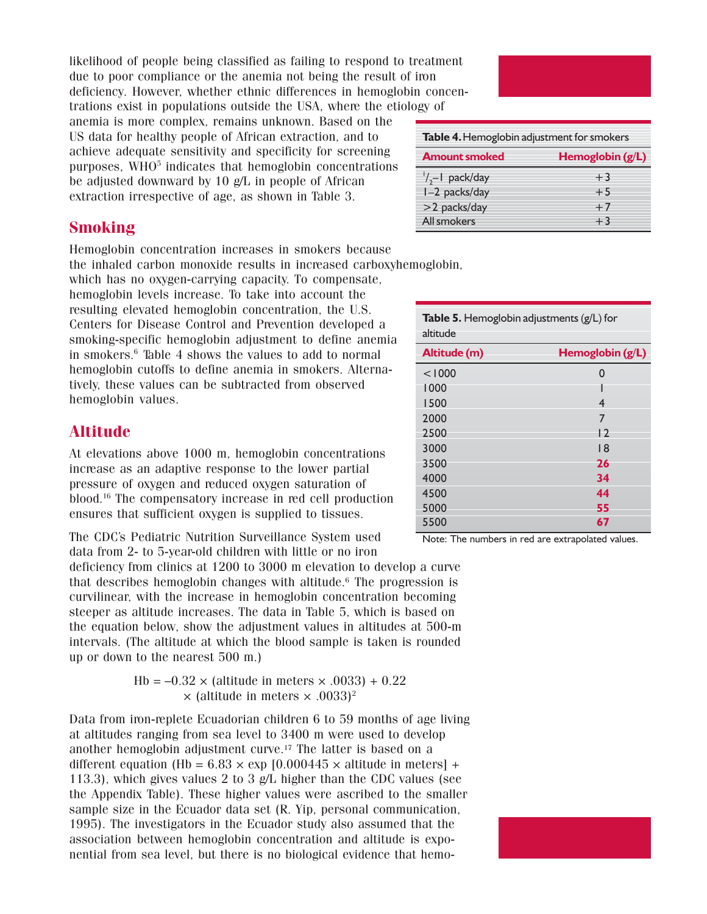likelihood of people being classified as failing to respond to treatment due to poor compliance or the anemia not being the result of iron deficiency. However, whether ethnic differences in hemoglobin concentrations exist in populations outside the USA, where the etiology of anemia is more complex, remains unknown. Based on the US data for healthy people of African extraction, and to achieve adequate sensitivity and specificity for screening purposes, WHO[5] indicates that hemoglobin concentrations be adjusted downward by 10 g/L in people of African extraction irrespective of age, as shown in Table 3.

## Smoking

Hemoglobin concentration increases in smokers because the inhaled carbon monoxide results in increased carboxyhemoglobin, which has no oxygen-carrying capacity. To compensate, hemoglobin levels increase. To take into account the resulting elevated hemoglobin concentration, the U.S. Centers for Disease Control and Prevention developed a smoking-specific hemoglobin adjustment to define anemia in smokers.[6] Table 4 shows the values to add to normal hemoglobin cutoffs to define anemia in smokers. Alternatively, these values can be subtracted from observed hemoglobin values.

**Table 4.** Hemoglobin adjustment for smokers

| Amount smoked | Hemoglobin (g/L) |
|---|---|
| 1/2–1 pack/day | +3 |
| 1–2 packs/day | +5 |
| >2 packs/day | +7 |
| All smokers | +3 |

## Altitude

At elevations above 1000 m, hemoglobin concentrations increase as an adaptive response to the lower partial pressure of oxygen and reduced oxygen saturation of blood.[16] The compensatory increase in red cell production ensures that sufficient oxygen is supplied to tissues.

The CDC's Pediatric Nutrition Surveillance System used data from 2- to 5-year-old children with little or no iron deficiency from clinics at 1200 to 3000 m elevation to develop a curve that describes hemoglobin changes with altitude.[6] The progression is curvilinear, with the increase in hemoglobin concentration becoming steeper as altitude increases. The data in Table 5, which is based on the equation below, show the adjustment values in altitudes at 500-m intervals. (The altitude at which the blood sample is taken is rounded up or down to the nearest 500 m.)

**Table 5.** Hemoglobin adjustments (g/L) for altitude

| Altitude (m) | Hemoglobin (g/L) |
|---|---|
| <1000 | 0 |
| 1000 | 1 |
| 1500 | 4 |
| 2000 | 7 |
| 2500 | 12 |
| 3000 | 18 |
| 3500 | **26** |
| 4000 | **34** |
| 4500 | **44** |
| 5000 | **55** |
| 5500 | **67** |

Note: The numbers in red are extrapolated values.

$$\text{Hb} = -0.32 \times (\text{altitude in meters} \times .0033) + 0.22 \times (\text{altitude in meters} \times .0033)^2$$

Data from iron-replete Ecuadorian children 6 to 59 months of age living at altitudes ranging from sea level to 3400 m were used to develop another hemoglobin adjustment curve.[17] The latter is based on a different equation ($\text{Hb} = 6.83 \times \exp[0.000445 \times \text{altitude in meters}] + 113.3$), which gives values 2 to 3 g/L higher than the CDC values (see the Appendix Table). These higher values were ascribed to the smaller sample size in the Ecuador data set (R. Yip, personal communication, 1995). The investigators in the Ecuador study also assumed that the association between hemoglobin concentration and altitude is exponential from sea level, but there is no biological evidence that hemo-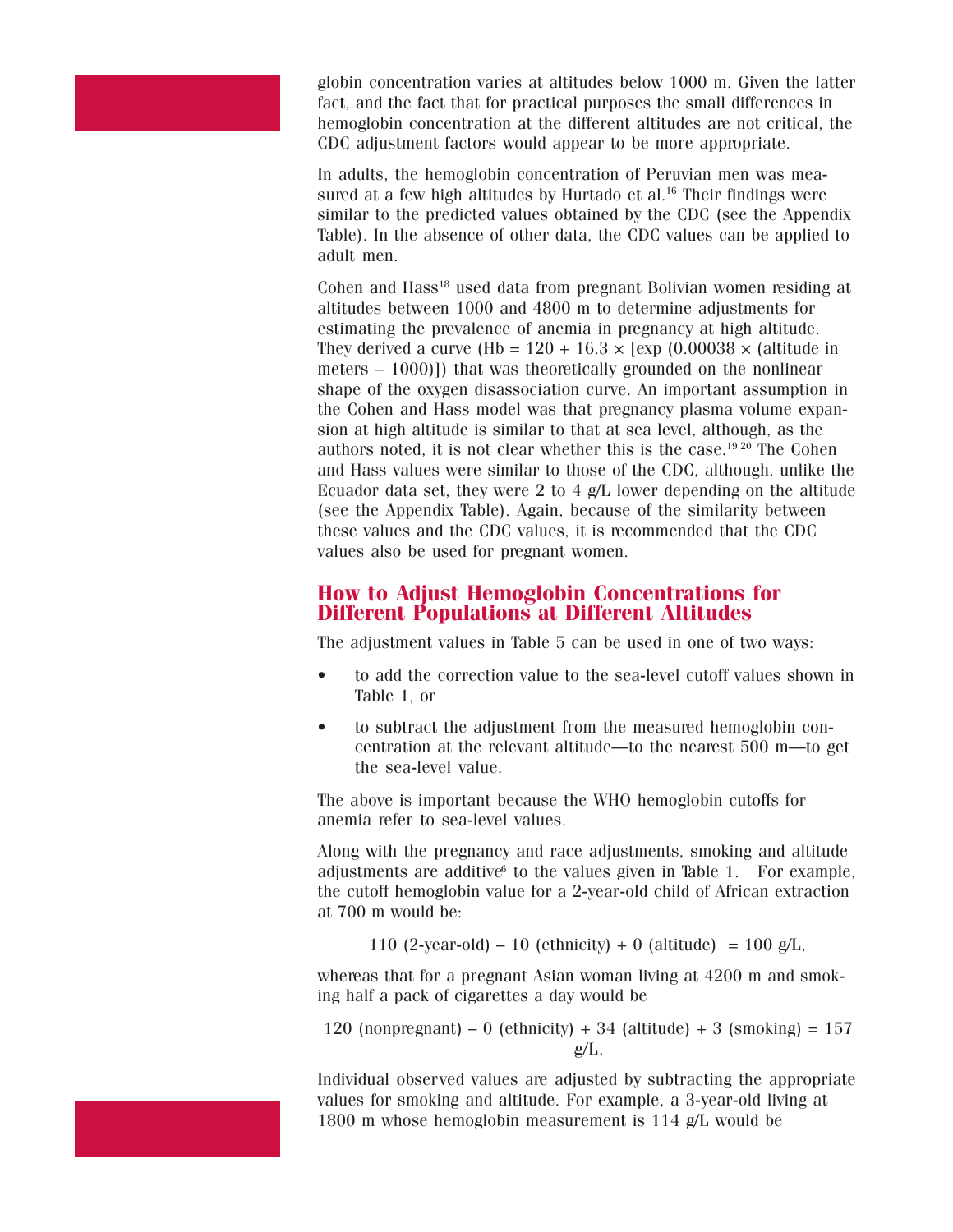globin concentration varies at altitudes below 1000 m. Given the latter fact, and the fact that for practical purposes the small differences in hemoglobin concentration at the different altitudes are not critical, the CDC adjustment factors would appear to be more appropriate.

In adults, the hemoglobin concentration of Peruvian men was measured at a few high altitudes by Hurtado et al.[16] Their findings were similar to the predicted values obtained by the CDC (see the Appendix Table). In the absence of other data, the CDC values can be applied to adult men.

Cohen and Hass[18] used data from pregnant Bolivian women residing at altitudes between 1000 and 4800 m to determine adjustments for estimating the prevalence of anemia in pregnancy at high altitude. They derived a curve (Hb = 120 + 16.3 × [exp (0.00038 × (altitude in meters – 1000)]) that was theoretically grounded on the nonlinear shape of the oxygen disassociation curve. An important assumption in the Cohen and Hass model was that pregnancy plasma volume expansion at high altitude is similar to that at sea level, although, as the authors noted, it is not clear whether this is the case.[19,20] The Cohen and Hass values were similar to those of the CDC, although, unlike the Ecuador data set, they were 2 to 4 g/L lower depending on the altitude (see the Appendix Table). Again, because of the similarity between these values and the CDC values, it is recommended that the CDC values also be used for pregnant women.

## How to Adjust Hemoglobin Concentrations for Different Populations at Different Altitudes

The adjustment values in Table 5 can be used in one of two ways:

- to add the correction value to the sea-level cutoff values shown in Table 1, or
- to subtract the adjustment from the measured hemoglobin concentration at the relevant altitude—to the nearest 500 m—to get the sea-level value.

The above is important because the WHO hemoglobin cutoffs for anemia refer to sea-level values.

Along with the pregnancy and race adjustments, smoking and altitude adjustments are additive[6] to the values given in Table 1. For example, the cutoff hemoglobin value for a 2-year-old child of African extraction at 700 m would be:

110 (2-year-old) – 10 (ethnicity) + 0 (altitude) = 100 g/L,

whereas that for a pregnant Asian woman living at 4200 m and smoking half a pack of cigarettes a day would be

120 (nonpregnant) – 0 (ethnicity) + 34 (altitude) + 3 (smoking) = 157 g/L.

Individual observed values are adjusted by subtracting the appropriate values for smoking and altitude. For example, a 3-year-old living at 1800 m whose hemoglobin measurement is 114 g/L would be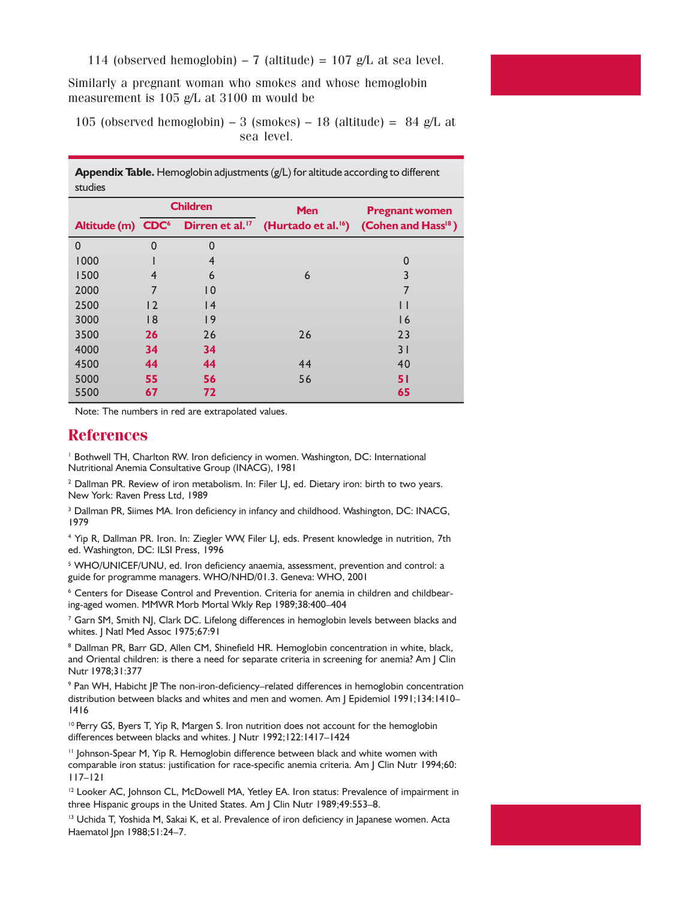114 (observed hemoglobin) – 7 (altitude) = 107 g/L at sea level.

Similarly a pregnant woman who smokes and whose hemoglobin measurement is 105 g/L at 3100 m would be

105 (observed hemoglobin) – 3 (smokes) – 18 (altitude) = 84 g/L at sea level.

**Appendix Table.** Hemoglobin adjustments (g/L) for altitude according to different studies

| Altitude (m) | Children | | Men | Pregnant women |
|---|---|---|---|---|
| | CDC[6] | Dirren et al.[17] | (Hurtado et al.[16]) | (Cohen and Hass[18]) |
| 0 | 0 | 0 | | |
| 1000 | 1 | 4 | | 0 |
| 1500 | 4 | 6 | 6 | 3 |
| 2000 | 7 | 10 | | 7 |
| 2500 | 12 | 14 | | 11 |
| 3000 | 18 | 19 | | 16 |
| 3500 | 26 | 26 | 26 | 23 |
| 4000 | 34 | 34 | | 31 |
| 4500 | 44 | 44 | 44 | 40 |
| 5000 | 55 | 56 | 56 | 51 |
| 5500 | 67 | 72 | | 65 |

Note: The numbers in red are extrapolated values.

## References

[1] Bothwell TH, Charlton RW. Iron deficiency in women. Washington, DC: International Nutritional Anemia Consultative Group (INACG), 1981

[2] Dallman PR. Review of iron metabolism. In: Filer LJ, ed. Dietary iron: birth to two years. New York: Raven Press Ltd, 1989

[3] Dallman PR, Siimes MA. Iron deficiency in infancy and childhood. Washington, DC: INACG, 1979

[4] Yip R, Dallman PR. Iron. In: Ziegler WW, Filer LJ, eds. Present knowledge in nutrition, 7th ed. Washington, DC: ILSI Press, 1996

[5] WHO/UNICEF/UNU, ed. Iron deficiency anaemia, assessment, prevention and control: a guide for programme managers. WHO/NHD/01.3. Geneva: WHO, 2001

[6] Centers for Disease Control and Prevention. Criteria for anemia in children and childbearing-aged women. MMWR Morb Mortal Wkly Rep 1989;38:400–404

[7] Garn SM, Smith NJ, Clark DC. Lifelong differences in hemoglobin levels between blacks and whites. J Natl Med Assoc 1975;67:91

[8] Dallman PR, Barr GD, Allen CM, Shinefield HR. Hemoglobin concentration in white, black, and Oriental children: is there a need for separate criteria in screening for anemia? Am J Clin Nutr 1978;31:377

[9] Pan WH, Habicht JP. The non-iron-deficiency–related differences in hemoglobin concentration distribution between blacks and whites and men and women. Am J Epidemiol 1991;134:1410–1416

[10] Perry GS, Byers T, Yip R, Margen S. Iron nutrition does not account for the hemoglobin differences between blacks and whites. J Nutr 1992;122:1417–1424

[11] Johnson-Spear M, Yip R. Hemoglobin difference between black and white women with comparable iron status: justification for race-specific anemia criteria. Am J Clin Nutr 1994;60: 117–121

[12] Looker AC, Johnson CL, McDowell MA, Yetley EA. Iron status: Prevalence of impairment in three Hispanic groups in the United States. Am J Clin Nutr 1989;49:553–8.

[13] Uchida T, Yoshida M, Sakai K, et al. Prevalence of iron deficiency in Japanese women. Acta Haematol Jpn 1988;51:24–7.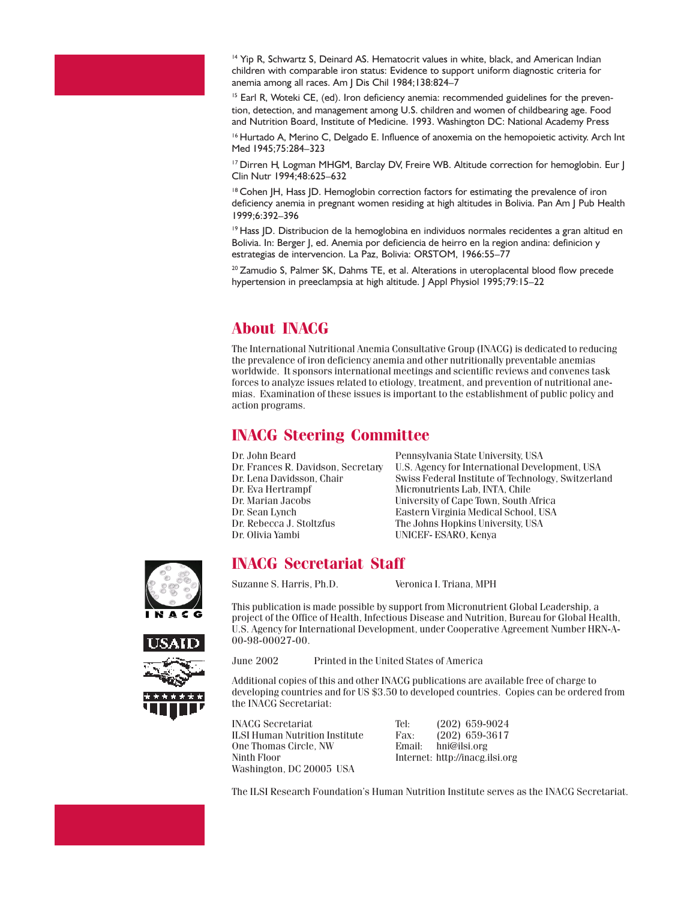[14] Yip R, Schwartz S, Deinard AS. Hematocrit values in white, black, and American Indian children with comparable iron status: Evidence to support uniform diagnostic criteria for anemia among all races. Am J Dis Chil 1984;138:824–7

[15] Earl R, Woteki CE, (ed). Iron deficiency anemia: recommended guidelines for the prevention, detection, and management among U.S. children and women of childbearing age. Food and Nutrition Board, Institute of Medicine. 1993. Washington DC: National Academy Press

[16] Hurtado A, Merino C, Delgado E. Influence of anoxemia on the hemopoietic activity. Arch Int Med 1945;75:284–323

[17] Dirren H, Logman MHGM, Barclay DV, Freire WB. Altitude correction for hemoglobin. Eur J Clin Nutr 1994;48:625–632

[18] Cohen JH, Hass JD. Hemoglobin correction factors for estimating the prevalence of iron deficiency anemia in pregnant women residing at high altitudes in Bolivia. Pan Am J Pub Health 1999;6:392–396

[19] Hass JD. Distribucion de la hemoglobina en individuos normales recidentes a gran altitud en Bolivia. In: Berger J, ed. Anemia por deficiencia de heirro en la region andina: definicion y estrategias de intervencion. La Paz, Bolivia: ORSTOM, 1966:55–77

[20] Zamudio S, Palmer SK, Dahms TE, et al. Alterations in uteroplacental blood flow precede hypertension in preeclampsia at high altitude. J Appl Physiol 1995;79:15–22

## About INACG

The International Nutritional Anemia Consultative Group (INACG) is dedicated to reducing the prevalence of iron deficiency anemia and other nutritionally preventable anemias worldwide. It sponsors international meetings and scientific reviews and convenes task forces to analyze issues related to etiology, treatment, and prevention of nutritional anemias. Examination of these issues is important to the establishment of public policy and action programs.

## INACG Steering Committee

| | |
|---|---|
| Dr. John Beard | Pennsylvania State University, USA |
| Dr. Frances R. Davidson, Secretary | U.S. Agency for International Development, USA |
| Dr. Lena Davidsson, Chair | Swiss Federal Institute of Technology, Switzerland |
| Dr. Eva Hertrampf | Micronutrients Lab, INTA, Chile |
| Dr. Marian Jacobs | University of Cape Town, South Africa |
| Dr. Sean Lynch | Eastern Virginia Medical School, USA |
| Dr. Rebecca J. Stoltzfus | The Johns Hopkins University, USA |
| Dr. Olivia Yambi | UNICEF- ESARO, Kenya |

## INACG Secretariat Staff

Suzanne S. Harris, Ph.D. Veronica I. Triana, MPH

This publication is made possible by support from Micronutrient Global Leadership, a project of the Office of Health, Infectious Disease and Nutrition, Bureau for Global Health, U.S. Agency for International Development, under Cooperative Agreement Number HRN-A-00-98-00027-00.

June 2002 Printed in the United States of America

Additional copies of this and other INACG publications are available free of charge to developing countries and for US $3.50 to developed countries. Copies can be ordered from the INACG Secretariat:

INACG Secretariat
ILSI Human Nutrition Institute
One Thomas Circle, NW
Ninth Floor
Washington, DC 20005 USA

Tel: (202) 659-9024
Fax: (202) 659-3617
Email: hni@ilsi.org
Internet: http://inacg.ilsi.org

The ILSI Research Foundation's Human Nutrition Institute serves as the INACG Secretariat.